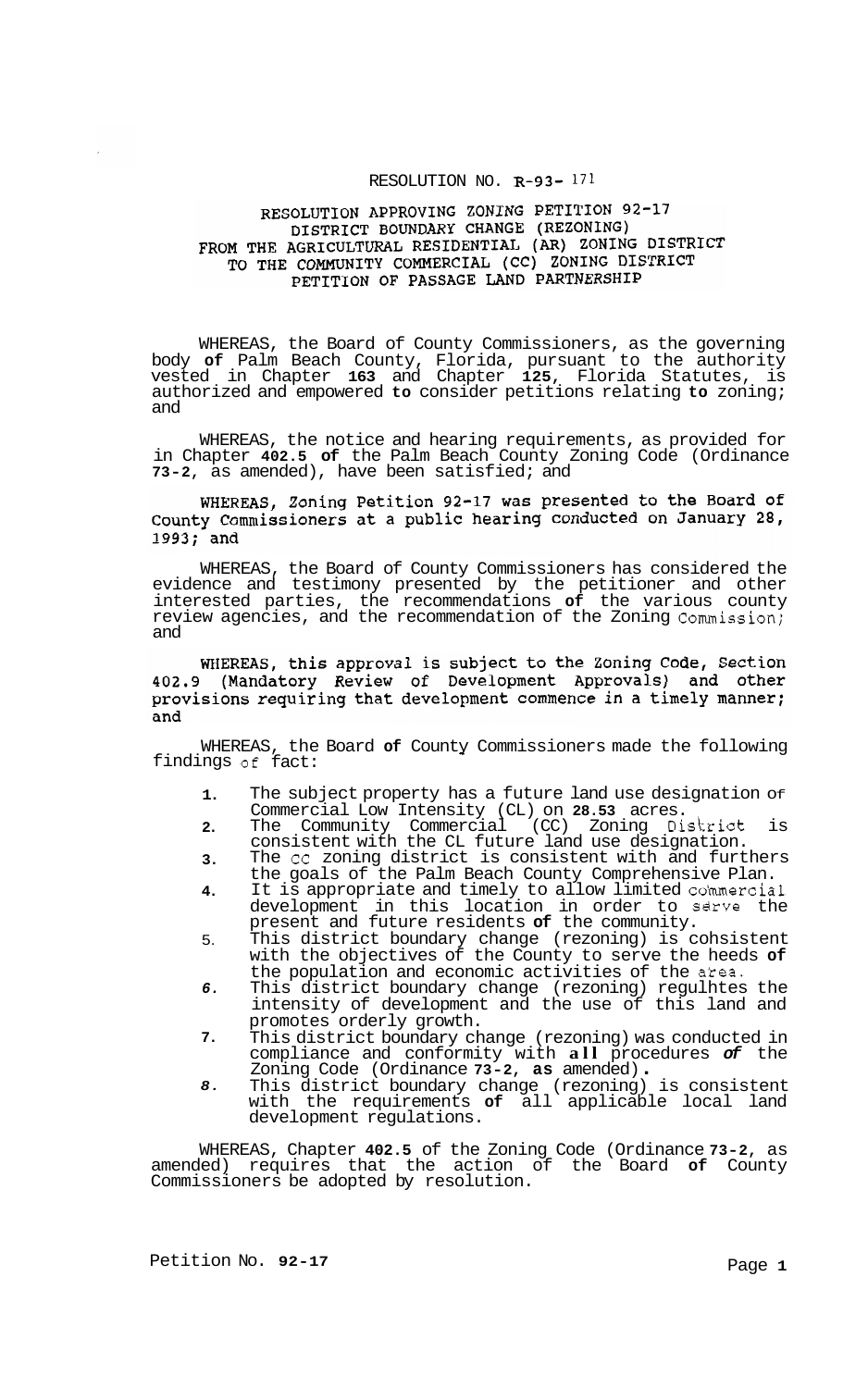RESOLUTION NO. R-93- 171

# RESOLUTION APPROVING ZONING PETITION 92-17 DISTRICT BOUNDARY CHANGE (REZONING) FROM THE AGRICULTURAL RESIDENTIAL (AR) ZONING DISTRICT TO THE COMMUNITY COMMERCIAL (CC) ZONING DISTRICT PETITION OF PASSAGE LAND PARTNERSHIP

WHEREAS, the Board of County Commissioners, as the governing body of Palm Beach County, Florida, pursuant to the authority vested in Chapter 163 and Chapter 125, Florida Statutes, is authorized and empowered to consider petitions relating to zoning; and

WHEREAS, the notice and hearing requirements, as provided for in Chapter 402.5 of the Palm Beach County Zoning Code (Ordinance 73-2, as amended), have been satisfied; and

WHEREAS, Zoning Petition 92-17 was presented to the Board of County Commissioners at a public hearing conducted on January 28, 1993; and

WHEREAS, the Board of County Commissioners has considered the evidence and testimony presented by the petitioner and other interested parties, the recommendations of the various county review agencies, and the recommendation of the Zoning Commission; and

WHEREAS, this approval is subject to the Zoning Code, Section 402.9 (Mandatory Review of Development Approvals) and other provisions requiring that development commence in a timely manner; and

WHEREAS, the Board of County Commissioners made the following findings of fact:

1. The subject property has a future land use designation of Commercial Low Intensity (CL) on 28.53 acres.
2. The Community Commercial (CC) Zoning District is consistent with the CL future land use designation.
3. The CC zoning district is consistent with and furthers the goals of the Palm Beach County Comprehensive Plan.
4. It is appropriate and timely to allow limited commercial development in this location in order to serve the present and future residents of the community.
5. This district boundary change (rezoning) is cohsistent with the objectives of the County to serve the heeds of the population and economic activities of the area.
6. This district boundary change (rezoning) regulhtes the intensity of development and the use of this land and promotes orderly growth.
7. This district boundary change (rezoning) was conducted in compliance and conformity with all procedures of the Zoning Code (Ordinance 73-2, as amended).
8. This district boundary change (rezoning) is consistent with the requirements of all applicable local land development regulations.

WHEREAS, Chapter 402.5 of the Zoning Code (Ordinance 73-2, as amended) requires that the action of the Board of County Commissioners be adopted by resolution.

Petition No. 92-17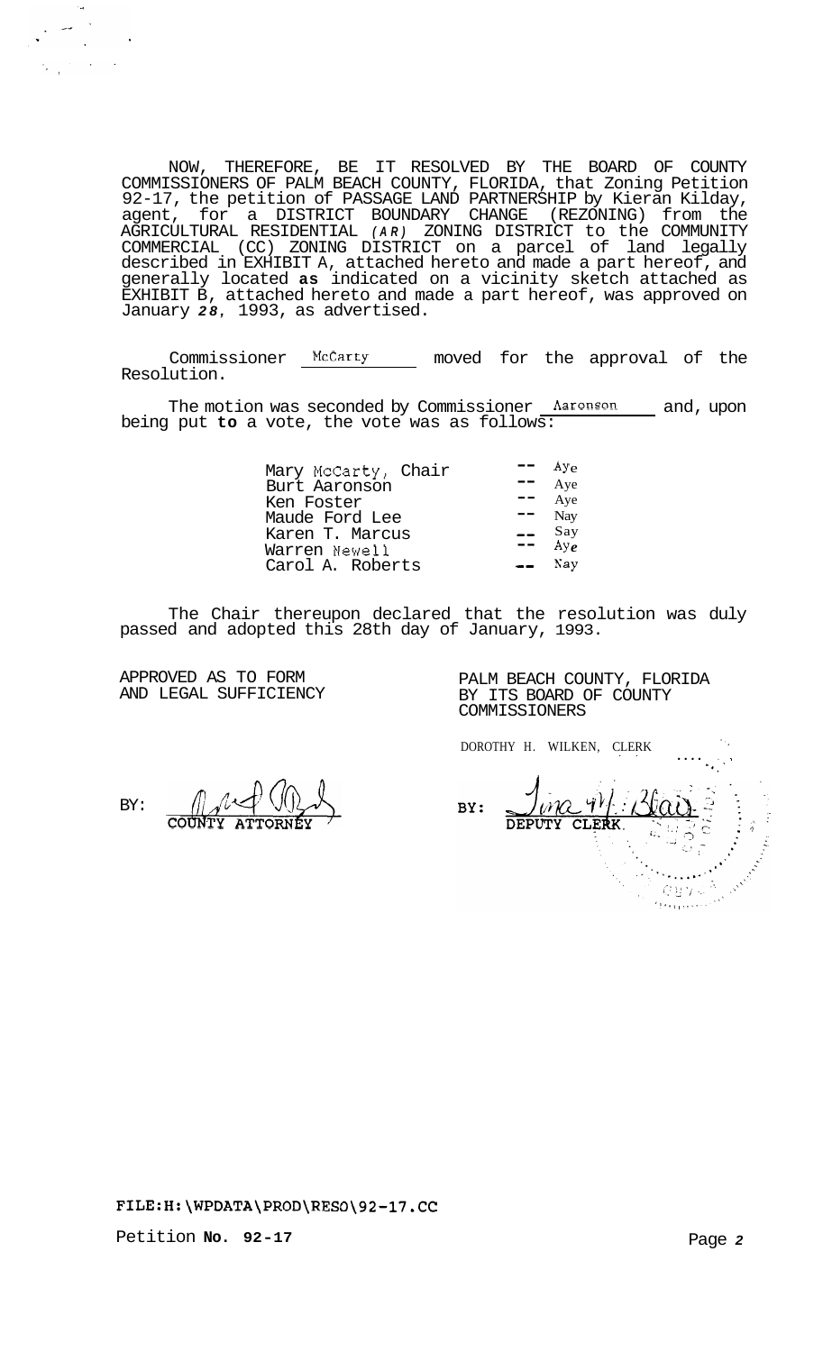NOW, THEREFORE, BE IT RESOLVED BY THE BOARD OF COUNTY COMMISSIONERS OF PALM BEACH COUNTY, FLORIDA, that Zoning Petition 92-17, the petition of PASSAGE LAND PARTNERSHIP by Kieran Kilday, agent, for a DISTRICT BOUNDARY CHANGE (REZONING) from the AGRICULTURAL RESIDENTIAL *(AR)* ZONING DISTRICT to the COMMUNITY COMMERCIAL (CC) ZONING DISTRICT on a parcel of land legally described in EXHIBIT A, attached hereto and made a part hereof, and generally located **as** indicated on a vicinity sketch attached as EXHIBIT B, attached hereto and made a part hereof, was approved on January *28*, 1993, as advertised.

Commissioner McCarty moved for the approval of the Resolution.

The motion was seconded by Commissioner Aaronson and, upon being put **to** a vote, the vote was as follows:

| | | |
|---|---|---|
| Mary McCarty, Chair | -- | Aye |
| Burt Aaronson | -- | Aye |
| Ken Foster | -- | Aye |
| Maude Ford Lee | -- | Nay |
| Karen T. Marcus | -- | Nay |
| Warren Newell | -- | Aye |
| Carol A. Roberts | -- | Nay |

The Chair thereupon declared that the resolution was duly passed and adopted this 28th day of January, 1993.

APPROVED AS TO FORM AND LEGAL SUFFICIENCY

BY: COUNTY ATTORNEY

PALM BEACH COUNTY, FLORIDA BY ITS BOARD OF COUNTY COMMISSIONERS

DOROTHY H. WILKEN, CLERK

BY: DEPUTY CLERK

FILE:H:\WPDATA\PROD\RESO\92-17.CC

Petition **No. 92-17**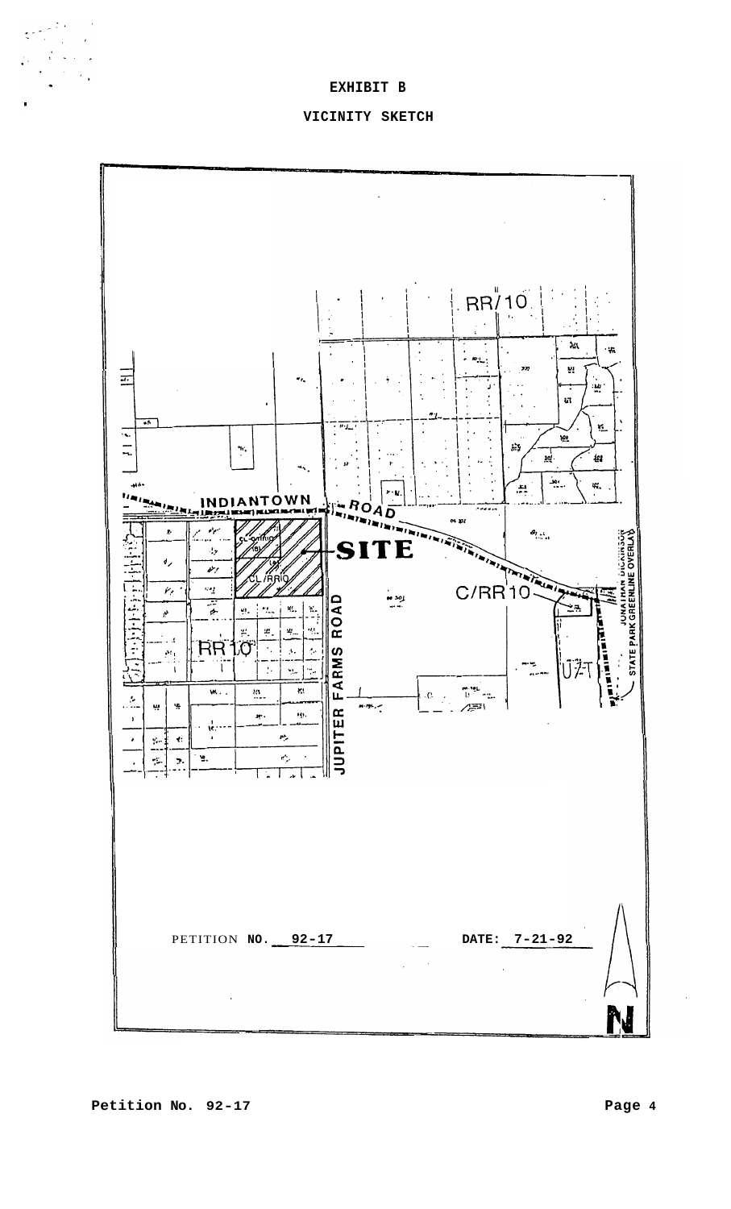# EXHIBIT B

## VICINITY SKETCH

RR/10

INDIANTOWN ROAD

SITE

CL-O/RR10 (B)

CL/RR10

C/RR10

RR10

JUPITER FARMS ROAD

U/T

JONATHAN DICKINSON STATE PARK GREENLINE OVERLAY

PETITION **NO. 92-17** **DATE: 7-21-92**

N

**Petition No. 92-17**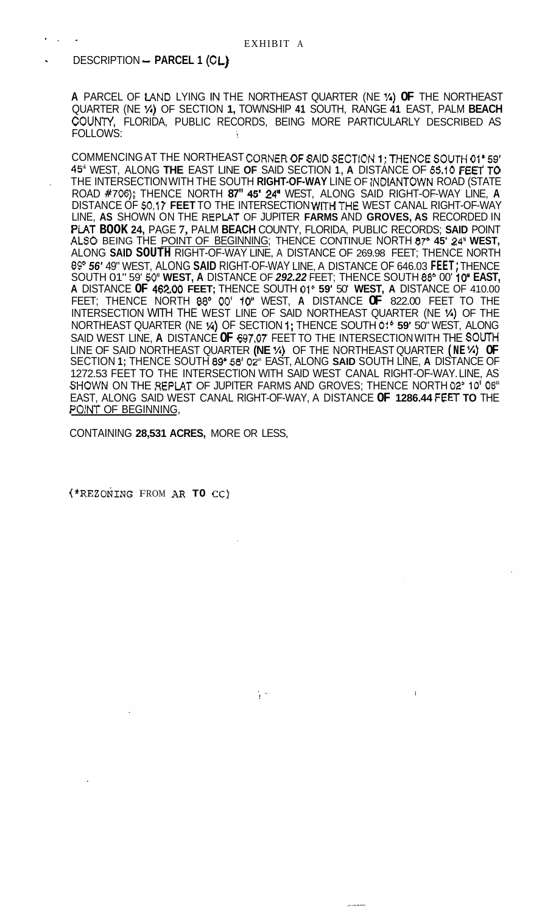EXHIBIT A

DESCRIPTION – **PARCEL 1 (CL)**

**A** PARCEL OF LAND LYING IN THE NORTHEAST QUARTER (NE ¼) **OF** THE NORTHEAST QUARTER (NE ¼) OF SECTION **1,** TOWNSHIP **41** SOUTH, RANGE **41** EAST, PALM **BEACH** COUNTY, FLORIDA, PUBLIC RECORDS, BEING MORE PARTICULARLY DESCRIBED AS FOLLOWS:

COMMENCING AT THE NORTHEAST CORNER OF SAID SECTION 1; THENCE SOUTH 01° 59' 45" WEST, ALONG **THE** EAST LINE **OF** SAID SECTION **1, A** DISTANCE OF 55.10 FEET TO THE INTERSECTION WITH THE SOUTH **RIGHT-OF-WAY** LINE OF INDIANTOWN ROAD (STATE ROAD #706); THENCE NORTH **87° 45' 24"** WEST, ALONG SAID RIGHT-OF-WAY LINE, **A** DISTANCE OF 50.17 **FEET** TO THE INTERSECTION WITH THE WEST CANAL RIGHT-OF-WAY LINE, **AS** SHOWN ON THE REPLAT OF JUPITER **FARMS** AND **GROVES, AS** RECORDED IN PLAT **BOOK 24,** PAGE **7,** PALM **BEACH** COUNTY, FLORIDA, PUBLIC RECORDS; **SAID** POINT ALSO BEING THE POINT OF BEGINNING; THENCE CONTINUE NORTH 87° **45' 24" WEST,** ALONG **SAID SOUTH** RIGHT-OF-WAY LINE, A DISTANCE OF 269.98 FEET; THENCE NORTH 89° *56'* 49" WEST, ALONG **SAID** RIGHT-OF-WAY LINE, A DISTANCE OF 646.03 **FEET;** THENCE SOUTH 01° 59' 50" **WEST, A** DISTANCE OF ***292.22*** FEET; THENCE SOUTH 88° 00' **10" EAST, A** DISTANCE **OF 462.00 FEET;** THENCE SOUTH 01° **59'** 50' **WEST, A** DISTANCE OF 410.00 FEET; THENCE NORTH 88° 00' 10" WEST, **A** DISTANCE **OF** 822.00 FEET TO THE INTERSECTION WITH THE WEST LINE OF SAID NORTHEAST QUARTER (NE ¼) OF THE NORTHEAST QUARTER (NE ¼) OF SECTION 1; THENCE SOUTH 01° **59'** 50" WEST, ALONG SAID WEST LINE, **A** DISTANCE **OF** 697.07 FEET TO THE INTERSECTION WITH THE SOUTH LINE OF SAID NORTHEAST QUARTER **(NE ¼)** OF THE NORTHEAST QUARTER **(NE ¼) OF** SECTION **1;** THENCE SOUTH 89° 58' 02" EAST, ALONG **SAID** SOUTH LINE, **A** DISTANCE OF 1272.53 FEET TO THE INTERSECTION WITH SAID WEST CANAL RIGHT-OF-WAY LINE, AS SHOWN ON THE REPLAT OF JUPITER FARMS AND GROVES; THENCE NORTH 02° 10' 08" EAST, ALONG SAID WEST CANAL RIGHT-OF-WAY, A DISTANCE **OF 1286.44 FEET TO** THE POINT OF BEGINNING,

CONTAINING **28,531 ACRES,** MORE OR LESS,

(*REZONING FROM AR **TO** CC)